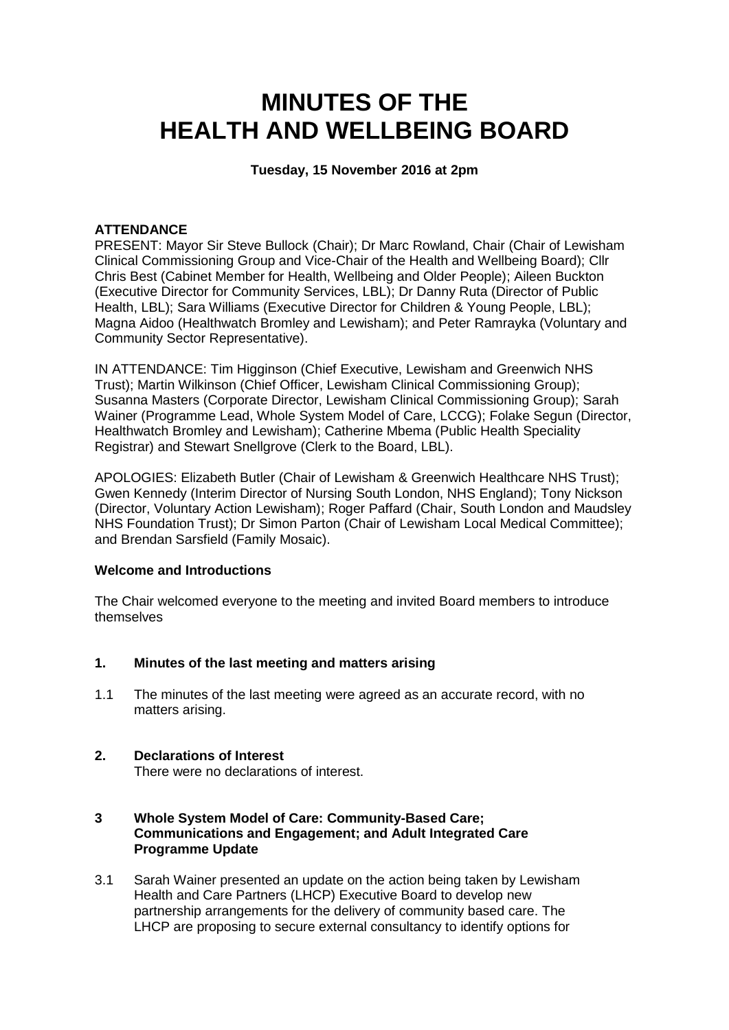# MINUTES OF THE HEALTH AND WELLBEING BOARD

**Tuesday, 15 November 2016 at 2pm**

**ATTENDANCE**

PRESENT: Mayor Sir Steve Bullock (Chair); Dr Marc Rowland, Chair (Chair of Lewisham Clinical Commissioning Group and Vice-Chair of the Health and Wellbeing Board); Cllr Chris Best (Cabinet Member for Health, Wellbeing and Older People); Aileen Buckton (Executive Director for Community Services, LBL); Dr Danny Ruta (Director of Public Health, LBL); Sara Williams (Executive Director for Children & Young People, LBL); Magna Aidoo (Healthwatch Bromley and Lewisham); and Peter Ramrayka (Voluntary and Community Sector Representative).

IN ATTENDANCE: Tim Higginson (Chief Executive, Lewisham and Greenwich NHS Trust); Martin Wilkinson (Chief Officer, Lewisham Clinical Commissioning Group); Susanna Masters (Corporate Director, Lewisham Clinical Commissioning Group); Sarah Wainer (Programme Lead, Whole System Model of Care, LCCG); Folake Segun (Director, Healthwatch Bromley and Lewisham); Catherine Mbema (Public Health Speciality Registrar) and Stewart Snellgrove (Clerk to the Board, LBL).

APOLOGIES: Elizabeth Butler (Chair of Lewisham & Greenwich Healthcare NHS Trust); Gwen Kennedy (Interim Director of Nursing South London, NHS England); Tony Nickson (Director, Voluntary Action Lewisham); Roger Paffard (Chair, South London and Maudsley NHS Foundation Trust); Dr Simon Parton (Chair of Lewisham Local Medical Committee); and Brendan Sarsfield (Family Mosaic).

**Welcome and Introductions**

The Chair welcomed everyone to the meeting and invited Board members to introduce themselves

**1. Minutes of the last meeting and matters arising**

1.1 The minutes of the last meeting were agreed as an accurate record, with no matters arising.

**2. Declarations of Interest**

There were no declarations of interest.

**3 Whole System Model of Care: Community-Based Care; Communications and Engagement; and Adult Integrated Care Programme Update**

3.1 Sarah Wainer presented an update on the action being taken by Lewisham Health and Care Partners (LHCP) Executive Board to develop new partnership arrangements for the delivery of community based care. The LHCP are proposing to secure external consultancy to identify options for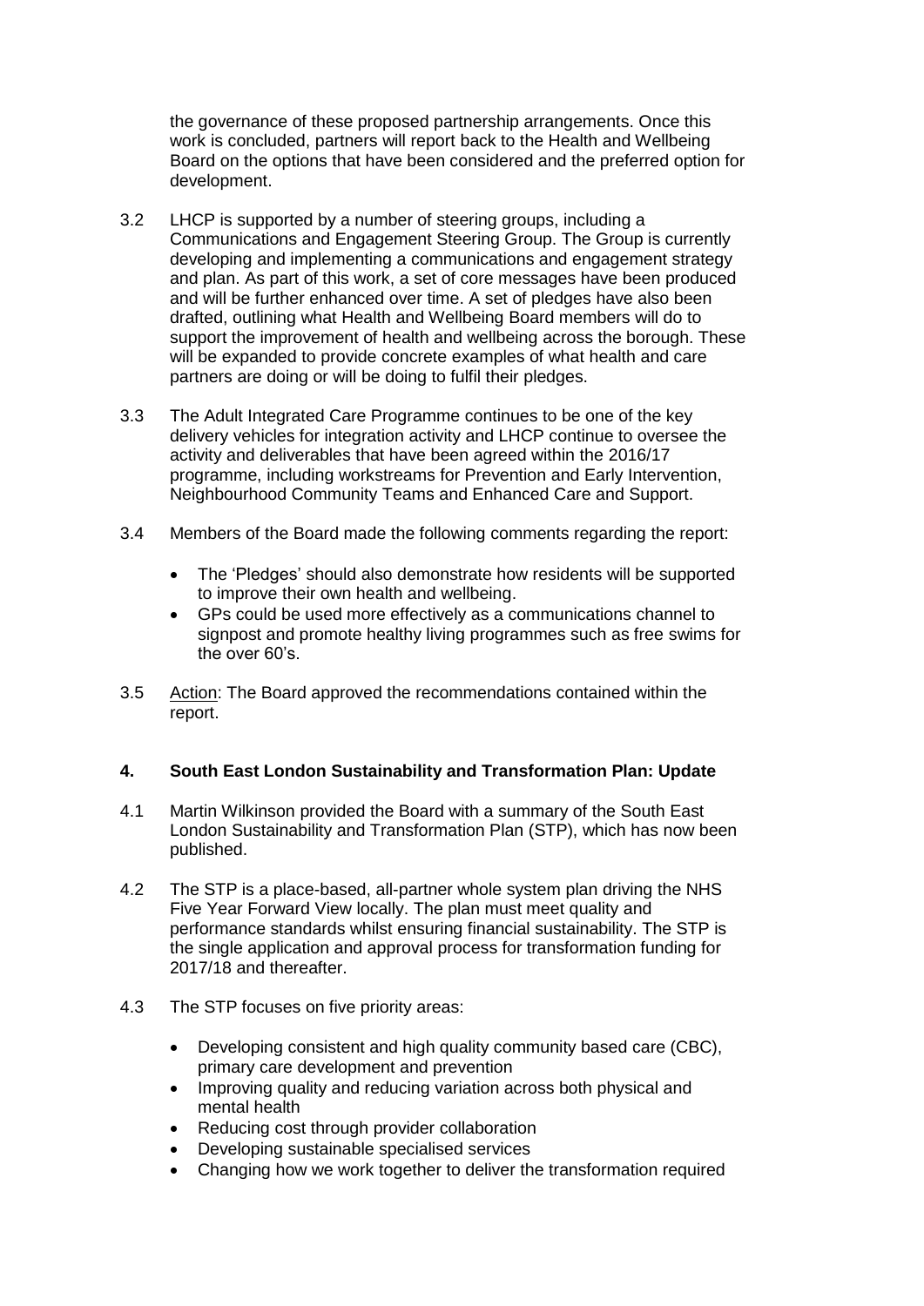the governance of these proposed partnership arrangements. Once this work is concluded, partners will report back to the Health and Wellbeing Board on the options that have been considered and the preferred option for development.

3.2 LHCP is supported by a number of steering groups, including a Communications and Engagement Steering Group. The Group is currently developing and implementing a communications and engagement strategy and plan. As part of this work, a set of core messages have been produced and will be further enhanced over time. A set of pledges have also been drafted, outlining what Health and Wellbeing Board members will do to support the improvement of health and wellbeing across the borough. These will be expanded to provide concrete examples of what health and care partners are doing or will be doing to fulfil their pledges.

3.3 The Adult Integrated Care Programme continues to be one of the key delivery vehicles for integration activity and LHCP continue to oversee the activity and deliverables that have been agreed within the 2016/17 programme, including workstreams for Prevention and Early Intervention, Neighbourhood Community Teams and Enhanced Care and Support.

3.4 Members of the Board made the following comments regarding the report:

- The 'Pledges' should also demonstrate how residents will be supported to improve their own health and wellbeing.
- GPs could be used more effectively as a communications channel to signpost and promote healthy living programmes such as free swims for the over 60's.

3.5 Action: The Board approved the recommendations contained within the report.

## 4. South East London Sustainability and Transformation Plan: Update

4.1 Martin Wilkinson provided the Board with a summary of the South East London Sustainability and Transformation Plan (STP), which has now been published.

4.2 The STP is a place-based, all-partner whole system plan driving the NHS Five Year Forward View locally. The plan must meet quality and performance standards whilst ensuring financial sustainability. The STP is the single application and approval process for transformation funding for 2017/18 and thereafter.

4.3 The STP focuses on five priority areas:

- Developing consistent and high quality community based care (CBC), primary care development and prevention
- Improving quality and reducing variation across both physical and mental health
- Reducing cost through provider collaboration
- Developing sustainable specialised services
- Changing how we work together to deliver the transformation required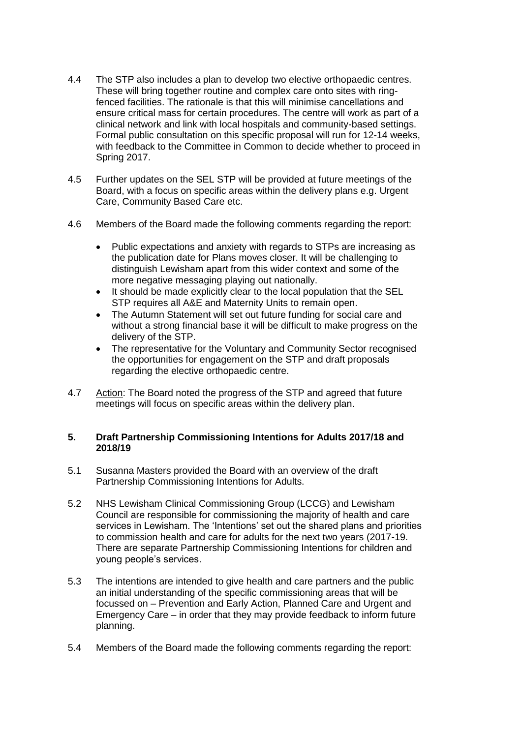4.4 The STP also includes a plan to develop two elective orthopaedic centres. These will bring together routine and complex care onto sites with ring-fenced facilities. The rationale is that this will minimise cancellations and ensure critical mass for certain procedures. The centre will work as part of a clinical network and link with local hospitals and community-based settings. Formal public consultation on this specific proposal will run for 12-14 weeks, with feedback to the Committee in Common to decide whether to proceed in Spring 2017.

4.5 Further updates on the SEL STP will be provided at future meetings of the Board, with a focus on specific areas within the delivery plans e.g. Urgent Care, Community Based Care etc.

4.6 Members of the Board made the following comments regarding the report:

- Public expectations and anxiety with regards to STPs are increasing as the publication date for Plans moves closer. It will be challenging to distinguish Lewisham apart from this wider context and some of the more negative messaging playing out nationally.
- It should be made explicitly clear to the local population that the SEL STP requires all A&E and Maternity Units to remain open.
- The Autumn Statement will set out future funding for social care and without a strong financial base it will be difficult to make progress on the delivery of the STP.
- The representative for the Voluntary and Community Sector recognised the opportunities for engagement on the STP and draft proposals regarding the elective orthopaedic centre.

4.7 Action: The Board noted the progress of the STP and agreed that future meetings will focus on specific areas within the delivery plan.

## 5. Draft Partnership Commissioning Intentions for Adults 2017/18 and 2018/19

5.1 Susanna Masters provided the Board with an overview of the draft Partnership Commissioning Intentions for Adults.

5.2 NHS Lewisham Clinical Commissioning Group (LCCG) and Lewisham Council are responsible for commissioning the majority of health and care services in Lewisham. The 'Intentions' set out the shared plans and priorities to commission health and care for adults for the next two years (2017-19. There are separate Partnership Commissioning Intentions for children and young people's services.

5.3 The intentions are intended to give health and care partners and the public an initial understanding of the specific commissioning areas that will be focussed on – Prevention and Early Action, Planned Care and Urgent and Emergency Care – in order that they may provide feedback to inform future planning.

5.4 Members of the Board made the following comments regarding the report: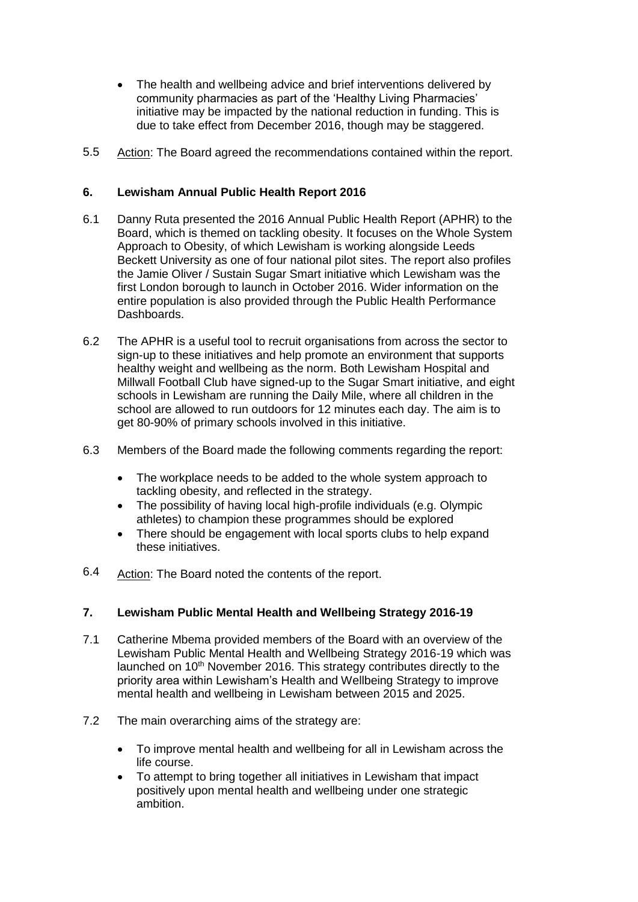- The health and wellbeing advice and brief interventions delivered by community pharmacies as part of the 'Healthy Living Pharmacies' initiative may be impacted by the national reduction in funding. This is due to take effect from December 2016, though may be staggered.

5.5 Action: The Board agreed the recommendations contained within the report.

## 6. Lewisham Annual Public Health Report 2016

6.1 Danny Ruta presented the 2016 Annual Public Health Report (APHR) to the Board, which is themed on tackling obesity. It focuses on the Whole System Approach to Obesity, of which Lewisham is working alongside Leeds Beckett University as one of four national pilot sites. The report also profiles the Jamie Oliver / Sustain Sugar Smart initiative which Lewisham was the first London borough to launch in October 2016. Wider information on the entire population is also provided through the Public Health Performance Dashboards.

6.2 The APHR is a useful tool to recruit organisations from across the sector to sign-up to these initiatives and help promote an environment that supports healthy weight and wellbeing as the norm. Both Lewisham Hospital and Millwall Football Club have signed-up to the Sugar Smart initiative, and eight schools in Lewisham are running the Daily Mile, where all children in the school are allowed to run outdoors for 12 minutes each day. The aim is to get 80-90% of primary schools involved in this initiative.

6.3 Members of the Board made the following comments regarding the report:

- The workplace needs to be added to the whole system approach to tackling obesity, and reflected in the strategy.
- The possibility of having local high-profile individuals (e.g. Olympic athletes) to champion these programmes should be explored
- There should be engagement with local sports clubs to help expand these initiatives.

6.4 Action: The Board noted the contents of the report.

## 7. Lewisham Public Mental Health and Wellbeing Strategy 2016-19

7.1 Catherine Mbema provided members of the Board with an overview of the Lewisham Public Mental Health and Wellbeing Strategy 2016-19 which was launched on 10th November 2016. This strategy contributes directly to the priority area within Lewisham's Health and Wellbeing Strategy to improve mental health and wellbeing in Lewisham between 2015 and 2025.

7.2 The main overarching aims of the strategy are:

- To improve mental health and wellbeing for all in Lewisham across the life course.
- To attempt to bring together all initiatives in Lewisham that impact positively upon mental health and wellbeing under one strategic ambition.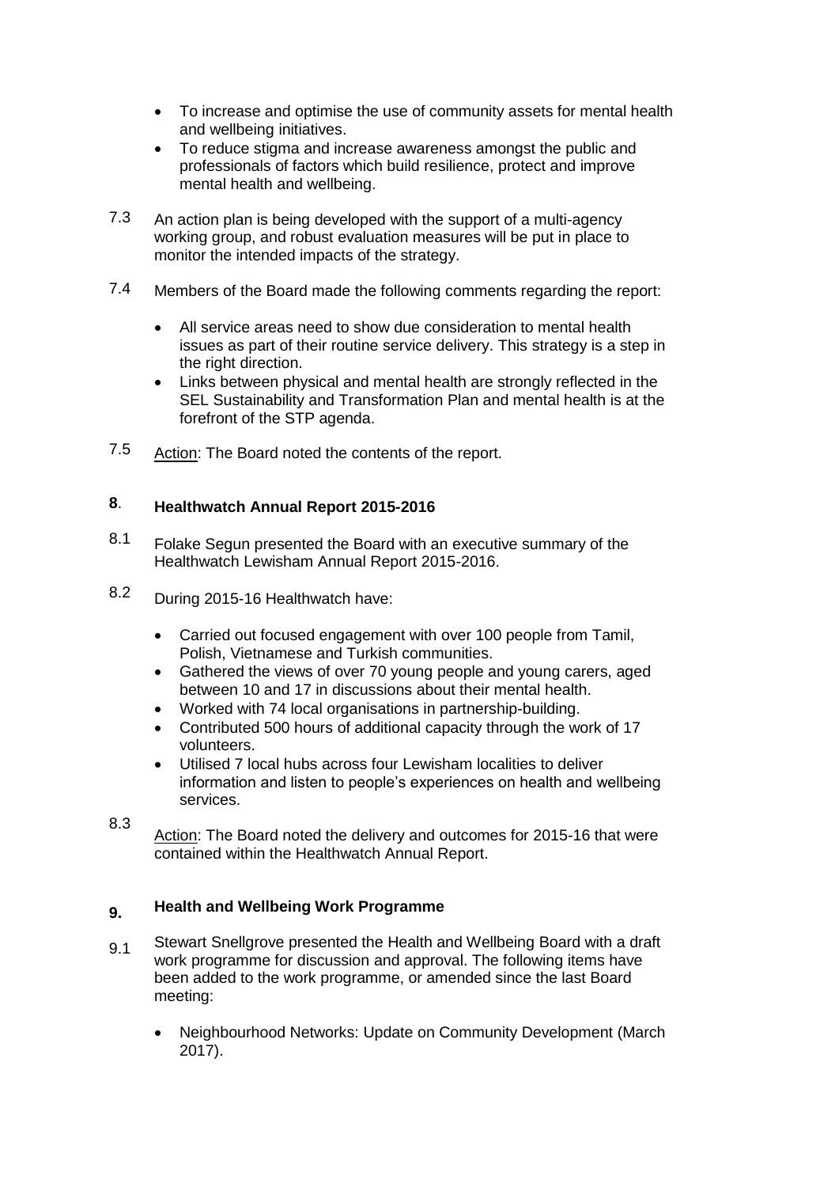- To increase and optimise the use of community assets for mental health and wellbeing initiatives.
- To reduce stigma and increase awareness amongst the public and professionals of factors which build resilience, protect and improve mental health and wellbeing.

7.3 An action plan is being developed with the support of a multi-agency working group, and robust evaluation measures will be put in place to monitor the intended impacts of the strategy.

7.4 Members of the Board made the following comments regarding the report:

- All service areas need to show due consideration to mental health issues as part of their routine service delivery. This strategy is a step in the right direction.
- Links between physical and mental health are strongly reflected in the SEL Sustainability and Transformation Plan and mental health is at the forefront of the STP agenda.

7.5 Action: The Board noted the contents of the report.

## 8. Healthwatch Annual Report 2015-2016

8.1 Folake Segun presented the Board with an executive summary of the Healthwatch Lewisham Annual Report 2015-2016.

8.2 During 2015-16 Healthwatch have:

- Carried out focused engagement with over 100 people from Tamil, Polish, Vietnamese and Turkish communities.
- Gathered the views of over 70 young people and young carers, aged between 10 and 17 in discussions about their mental health.
- Worked with 74 local organisations in partnership-building.
- Contributed 500 hours of additional capacity through the work of 17 volunteers.
- Utilised 7 local hubs across four Lewisham localities to deliver information and listen to people's experiences on health and wellbeing services.

8.3 Action: The Board noted the delivery and outcomes for 2015-16 that were contained within the Healthwatch Annual Report.

## 9. Health and Wellbeing Work Programme

9.1 Stewart Snellgrove presented the Health and Wellbeing Board with a draft work programme for discussion and approval. The following items have been added to the work programme, or amended since the last Board meeting:

- Neighbourhood Networks: Update on Community Development (March 2017).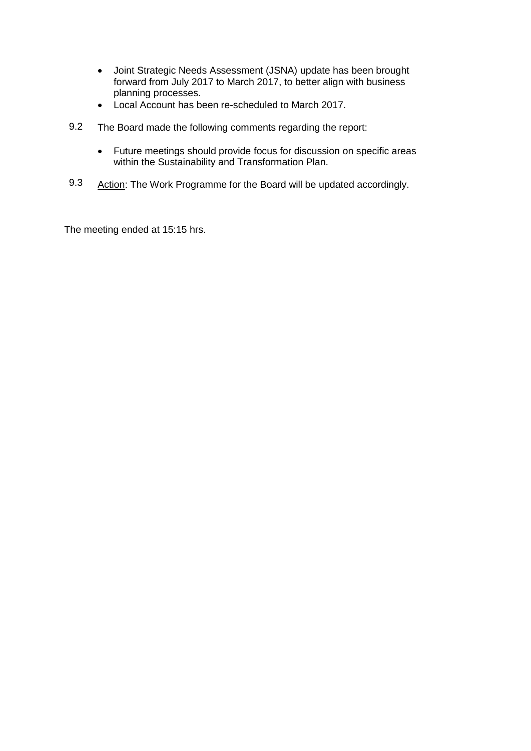- Joint Strategic Needs Assessment (JSNA) update has been brought forward from July 2017 to March 2017, to better align with business planning processes.
- Local Account has been re-scheduled to March 2017.

9.2 The Board made the following comments regarding the report:

- Future meetings should provide focus for discussion on specific areas within the Sustainability and Transformation Plan.

9.3 Action: The Work Programme for the Board will be updated accordingly.

The meeting ended at 15:15 hrs.